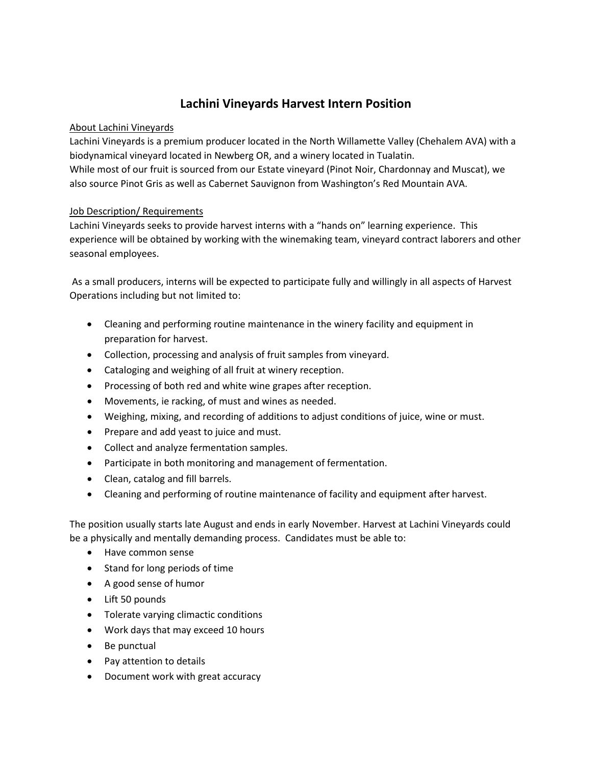# Lachini Vineyards Harvest Intern Position

About Lachini Vineyards

Lachini Vineyards is a premium producer located in the North Willamette Valley (Chehalem AVA) with a biodynamical vineyard located in Newberg OR, and a winery located in Tualatin.

While most of our fruit is sourced from our Estate vineyard (Pinot Noir, Chardonnay and Muscat), we also source Pinot Gris as well as Cabernet Sauvignon from Washington's Red Mountain AVA.

Job Description/ Requirements

Lachini Vineyards seeks to provide harvest interns with a "hands on" learning experience. This experience will be obtained by working with the winemaking team, vineyard contract laborers and other seasonal employees.

As a small producers, interns will be expected to participate fully and willingly in all aspects of Harvest Operations including but not limited to:

- Cleaning and performing routine maintenance in the winery facility and equipment in preparation for harvest.
- Collection, processing and analysis of fruit samples from vineyard.
- Cataloging and weighing of all fruit at winery reception.
- Processing of both red and white wine grapes after reception.
- Movements, ie racking, of must and wines as needed.
- Weighing, mixing, and recording of additions to adjust conditions of juice, wine or must.
- Prepare and add yeast to juice and must.
- Collect and analyze fermentation samples.
- Participate in both monitoring and management of fermentation.
- Clean, catalog and fill barrels.
- Cleaning and performing of routine maintenance of facility and equipment after harvest.

The position usually starts late August and ends in early November. Harvest at Lachini Vineyards could be a physically and mentally demanding process. Candidates must be able to:

- Have common sense
- Stand for long periods of time
- A good sense of humor
- Lift 50 pounds
- Tolerate varying climactic conditions
- Work days that may exceed 10 hours
- Be punctual
- Pay attention to details
- Document work with great accuracy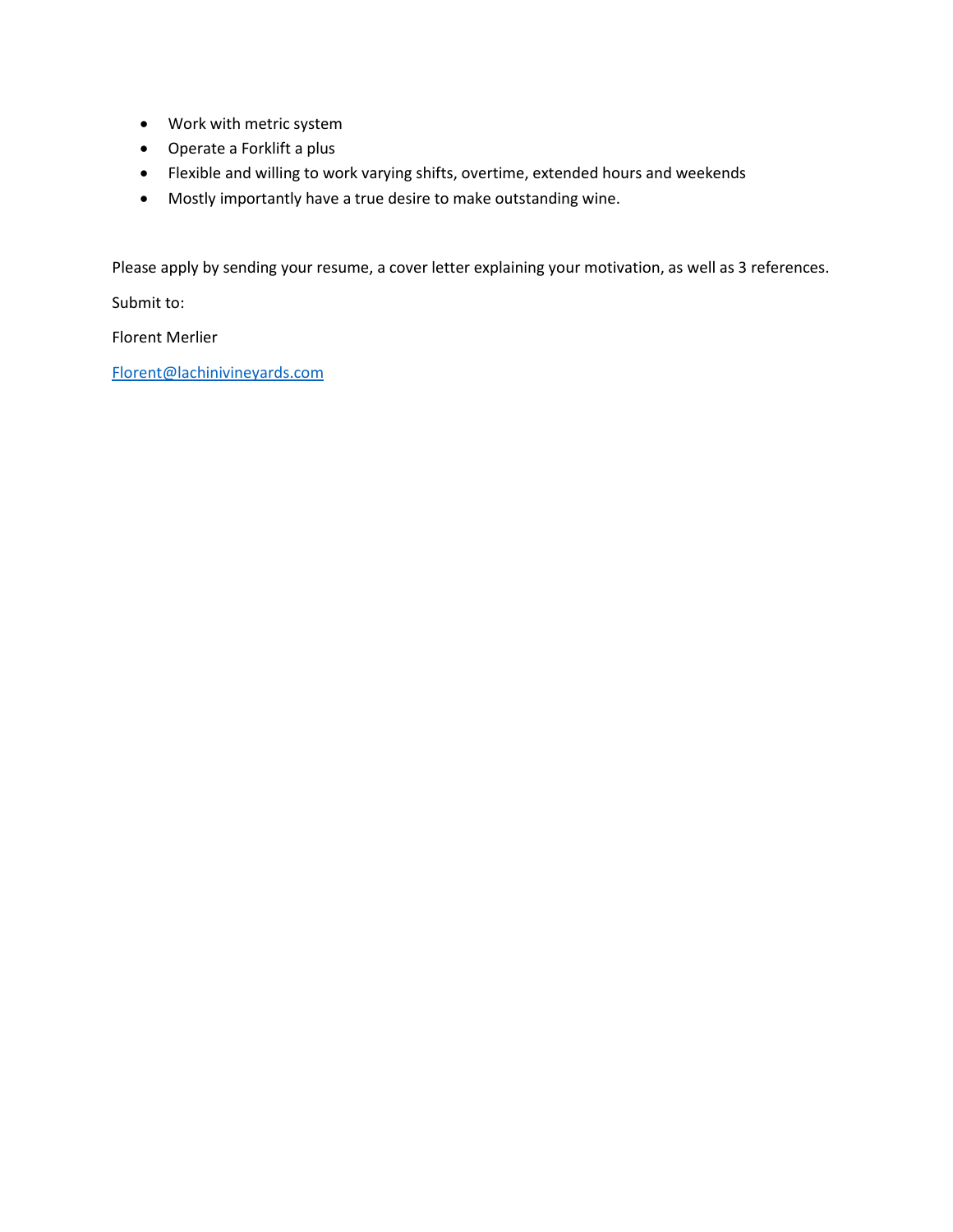- Work with metric system
- Operate a Forklift a plus
- Flexible and willing to work varying shifts, overtime, extended hours and weekends
- Mostly importantly have a true desire to make outstanding wine.

Please apply by sending your resume, a cover letter explaining your motivation, as well as 3 references.

Submit to:

Florent Merlier

Florent@lachinivineyards.com